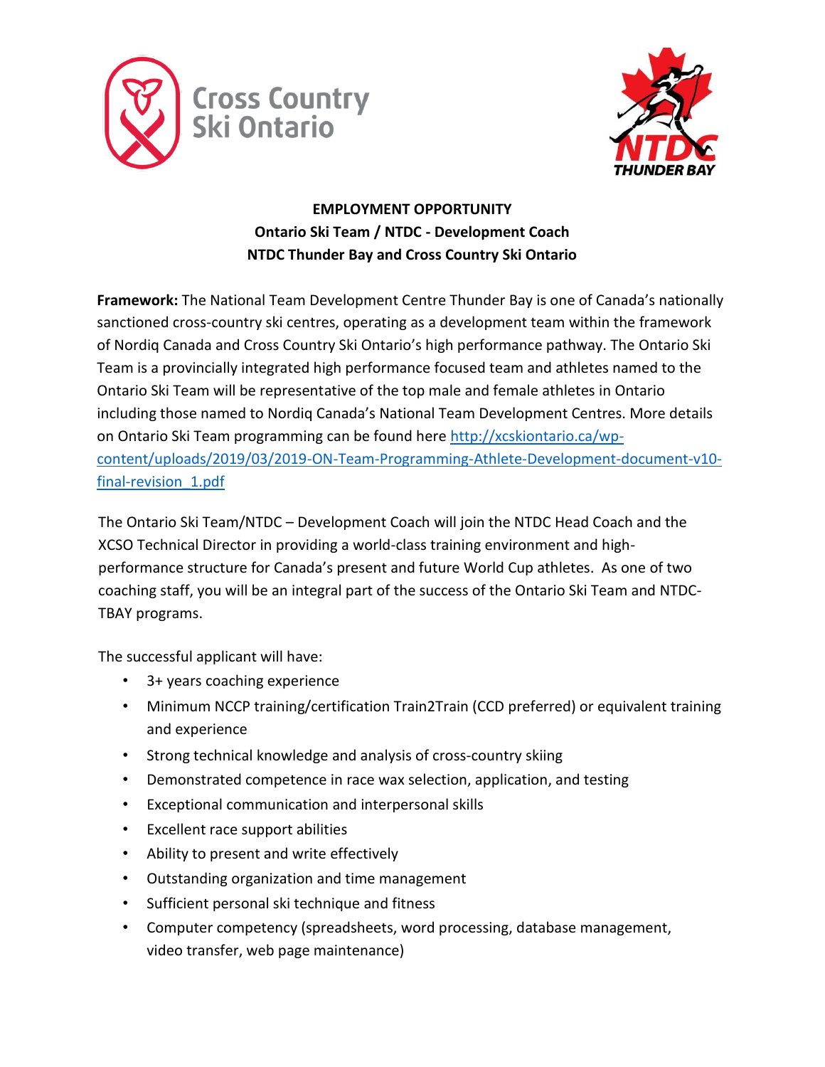**EMPLOYMENT OPPORTUNITY**
**Ontario Ski Team / NTDC - Development Coach**
**NTDC Thunder Bay and Cross Country Ski Ontario**

**Framework:** The National Team Development Centre Thunder Bay is one of Canada's nationally sanctioned cross-country ski centres, operating as a development team within the framework of Nordiq Canada and Cross Country Ski Ontario's high performance pathway. The Ontario Ski Team is a provincially integrated high performance focused team and athletes named to the Ontario Ski Team will be representative of the top male and female athletes in Ontario including those named to Nordiq Canada's National Team Development Centres. More details on Ontario Ski Team programming can be found here [http://xcskiontario.ca/wp-content/uploads/2019/03/2019-ON-Team-Programming-Athlete-Development-document-v10-final-revision_1.pdf](http://xcskiontario.ca/wp-content/uploads/2019/03/2019-ON-Team-Programming-Athlete-Development-document-v10-final-revision_1.pdf)

The Ontario Ski Team/NTDC – Development Coach will join the NTDC Head Coach and the XCSO Technical Director in providing a world-class training environment and high-performance structure for Canada's present and future World Cup athletes. As one of two coaching staff, you will be an integral part of the success of the Ontario Ski Team and NTDC-TBAY programs.

The successful applicant will have:

- 3+ years coaching experience
- Minimum NCCP training/certification Train2Train (CCD preferred) or equivalent training and experience
- Strong technical knowledge and analysis of cross-country skiing
- Demonstrated competence in race wax selection, application, and testing
- Exceptional communication and interpersonal skills
- Excellent race support abilities
- Ability to present and write effectively
- Outstanding organization and time management
- Sufficient personal ski technique and fitness
- Computer competency (spreadsheets, word processing, database management, video transfer, web page maintenance)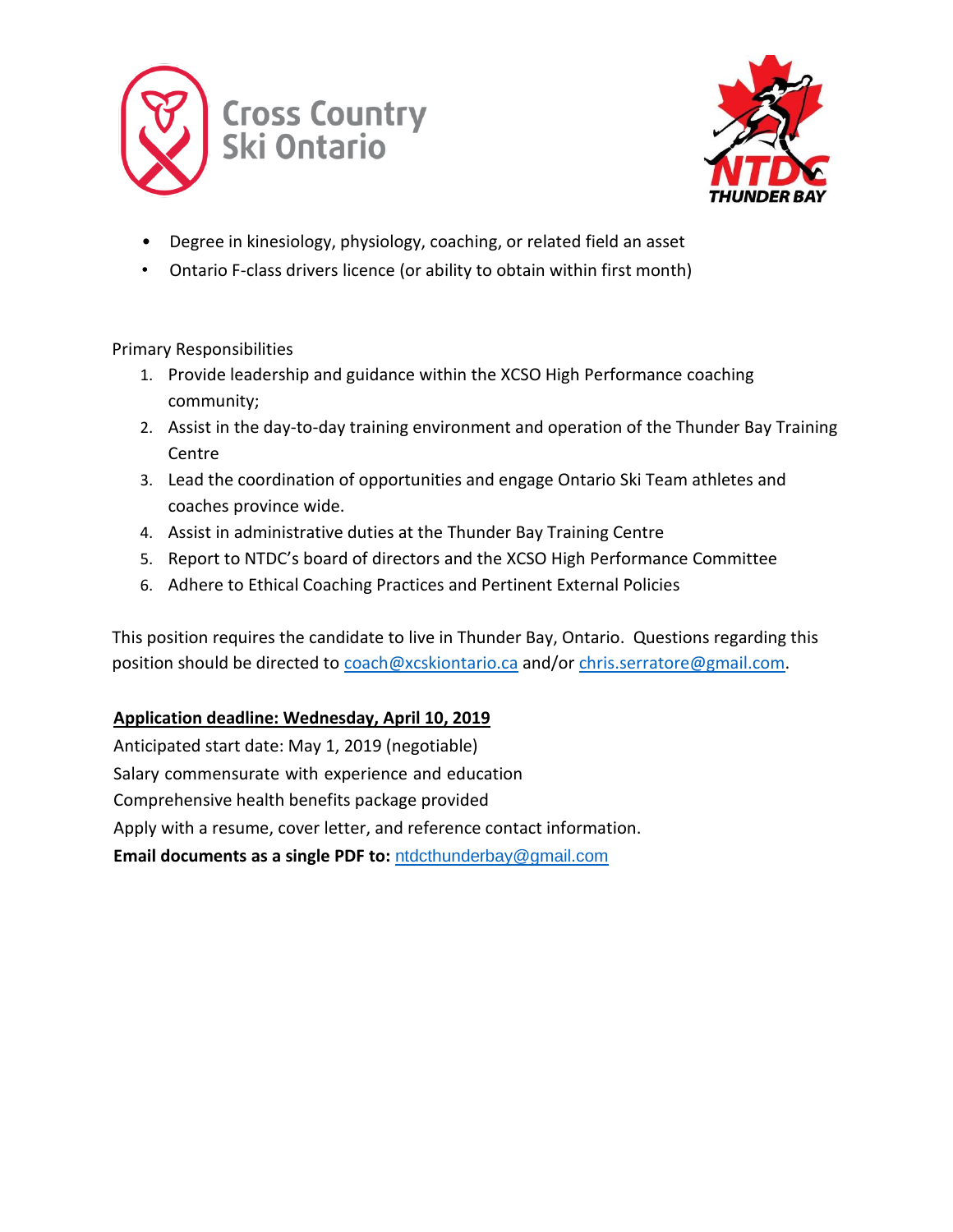- Degree in kinesiology, physiology, coaching, or related field an asset
- Ontario F-class drivers licence (or ability to obtain within first month)

Primary Responsibilities

1. Provide leadership and guidance within the XCSO High Performance coaching community;
2. Assist in the day-to-day training environment and operation of the Thunder Bay Training Centre
3. Lead the coordination of opportunities and engage Ontario Ski Team athletes and coaches province wide.
4. Assist in administrative duties at the Thunder Bay Training Centre
5. Report to NTDC's board of directors and the XCSO High Performance Committee
6. Adhere to Ethical Coaching Practices and Pertinent External Policies

This position requires the candidate to live in Thunder Bay, Ontario. Questions regarding this position should be directed to coach@xcskiontario.ca and/or chris.serratore@gmail.com.

**Application deadline: Wednesday, April 10, 2019**

Anticipated start date: May 1, 2019 (negotiable)

Salary commensurate with experience and education

Comprehensive health benefits package provided

Apply with a resume, cover letter, and reference contact information.

**Email documents as a single PDF to:** ntdcthunderbay@gmail.com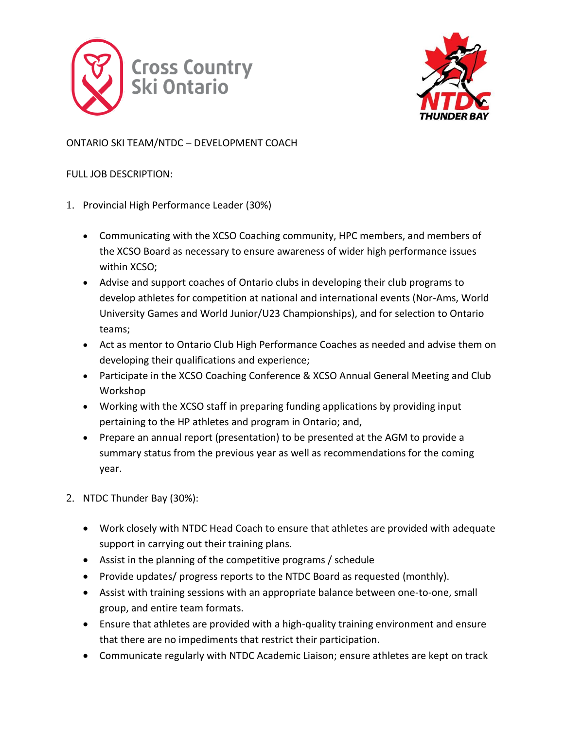Cross Country Ski Ontario

NTDC THUNDER BAY

ONTARIO SKI TEAM/NTDC – DEVELOPMENT COACH

FULL JOB DESCRIPTION:

1. Provincial High Performance Leader (30%)

   - Communicating with the XCSO Coaching community, HPC members, and members of the XCSO Board as necessary to ensure awareness of wider high performance issues within XCSO;
   - Advise and support coaches of Ontario clubs in developing their club programs to develop athletes for competition at national and international events (Nor-Ams, World University Games and World Junior/U23 Championships), and for selection to Ontario teams;
   - Act as mentor to Ontario Club High Performance Coaches as needed and advise them on developing their qualifications and experience;
   - Participate in the XCSO Coaching Conference & XCSO Annual General Meeting and Club Workshop
   - Working with the XCSO staff in preparing funding applications by providing input pertaining to the HP athletes and program in Ontario; and,
   - Prepare an annual report (presentation) to be presented at the AGM to provide a summary status from the previous year as well as recommendations for the coming year.

2. NTDC Thunder Bay (30%):

   - Work closely with NTDC Head Coach to ensure that athletes are provided with adequate support in carrying out their training plans.
   - Assist in the planning of the competitive programs / schedule
   - Provide updates/ progress reports to the NTDC Board as requested (monthly).
   - Assist with training sessions with an appropriate balance between one-to-one, small group, and entire team formats.
   - Ensure that athletes are provided with a high-quality training environment and ensure that there are no impediments that restrict their participation.
   - Communicate regularly with NTDC Academic Liaison; ensure athletes are kept on track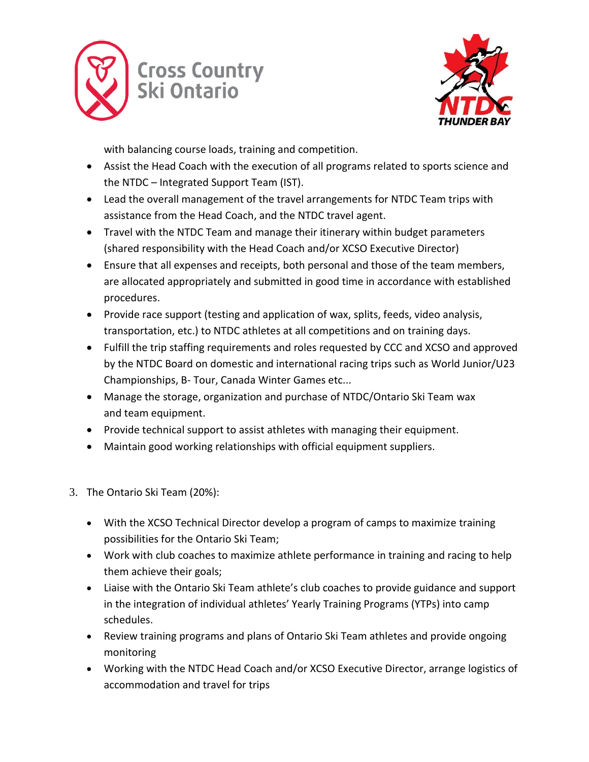with balancing course loads, training and competition.

- Assist the Head Coach with the execution of all programs related to sports science and the NTDC – Integrated Support Team (IST).
- Lead the overall management of the travel arrangements for NTDC Team trips with assistance from the Head Coach, and the NTDC travel agent.
- Travel with the NTDC Team and manage their itinerary within budget parameters (shared responsibility with the Head Coach and/or XCSO Executive Director)
- Ensure that all expenses and receipts, both personal and those of the team members, are allocated appropriately and submitted in good time in accordance with established procedures.
- Provide race support (testing and application of wax, splits, feeds, video analysis, transportation, etc.) to NTDC athletes at all competitions and on training days.
- Fulfill the trip staffing requirements and roles requested by CCC and XCSO and approved by the NTDC Board on domestic and international racing trips such as World Junior/U23 Championships, B- Tour, Canada Winter Games etc...
- Manage the storage, organization and purchase of NTDC/Ontario Ski Team wax and team equipment.
- Provide technical support to assist athletes with managing their equipment.
- Maintain good working relationships with official equipment suppliers.

3. The Ontario Ski Team (20%):

- With the XCSO Technical Director develop a program of camps to maximize training possibilities for the Ontario Ski Team;
- Work with club coaches to maximize athlete performance in training and racing to help them achieve their goals;
- Liaise with the Ontario Ski Team athlete's club coaches to provide guidance and support in the integration of individual athletes' Yearly Training Programs (YTPs) into camp schedules.
- Review training programs and plans of Ontario Ski Team athletes and provide ongoing monitoring
- Working with the NTDC Head Coach and/or XCSO Executive Director, arrange logistics of accommodation and travel for trips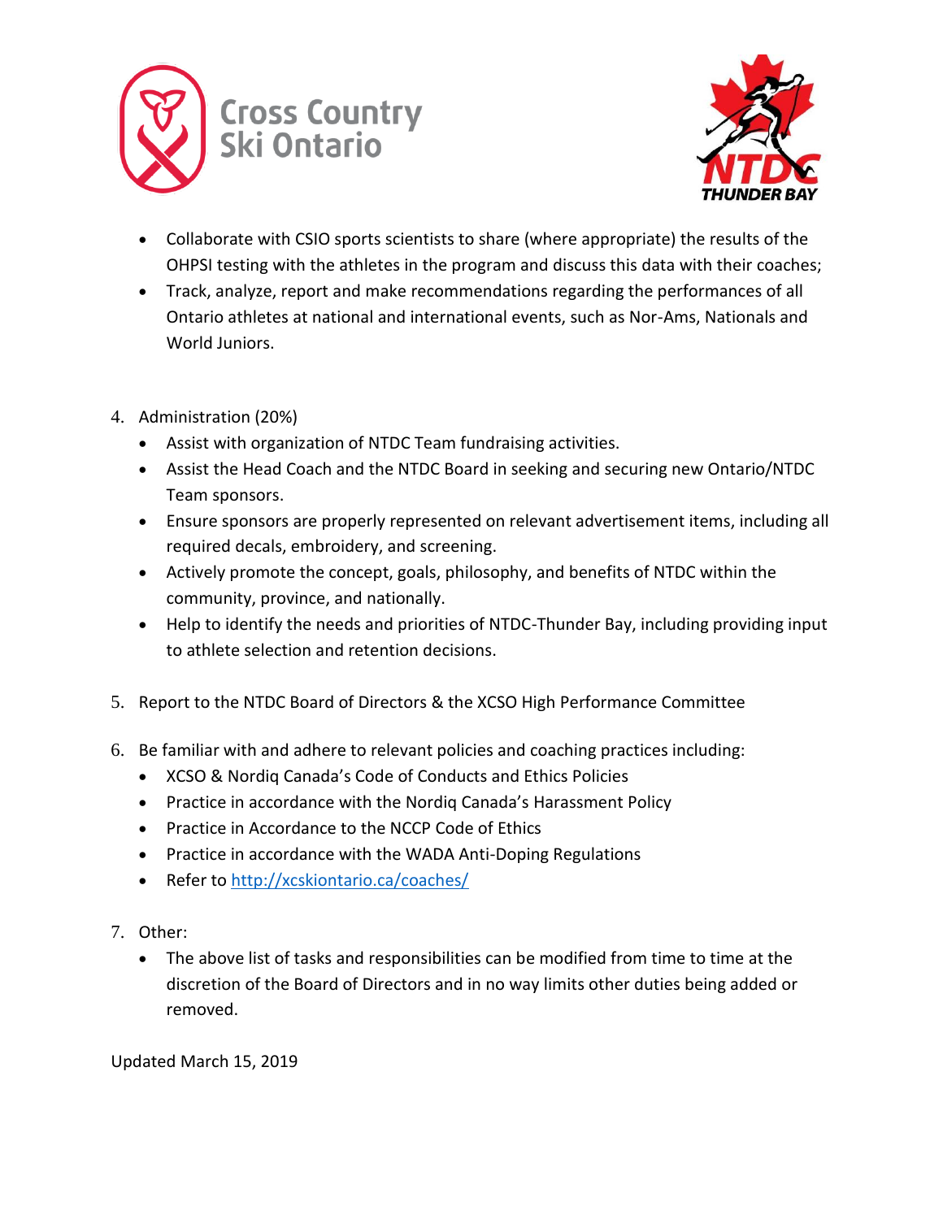- Collaborate with CSIO sports scientists to share (where appropriate) the results of the OHPSI testing with the athletes in the program and discuss this data with their coaches;
- Track, analyze, report and make recommendations regarding the performances of all Ontario athletes at national and international events, such as Nor-Ams, Nationals and World Juniors.

4. Administration (20%)
   - Assist with organization of NTDC Team fundraising activities.
   - Assist the Head Coach and the NTDC Board in seeking and securing new Ontario/NTDC Team sponsors.
   - Ensure sponsors are properly represented on relevant advertisement items, including all required decals, embroidery, and screening.
   - Actively promote the concept, goals, philosophy, and benefits of NTDC within the community, province, and nationally.
   - Help to identify the needs and priorities of NTDC-Thunder Bay, including providing input to athlete selection and retention decisions.

5. Report to the NTDC Board of Directors & the XCSO High Performance Committee

6. Be familiar with and adhere to relevant policies and coaching practices including:
   - XCSO & Nordiq Canada's Code of Conducts and Ethics Policies
   - Practice in accordance with the Nordiq Canada's Harassment Policy
   - Practice in Accordance to the NCCP Code of Ethics
   - Practice in accordance with the WADA Anti-Doping Regulations
   - Refer to http://xcskiontario.ca/coaches/

7. Other:
   - The above list of tasks and responsibilities can be modified from time to time at the discretion of the Board of Directors and in no way limits other duties being added or removed.

Updated March 15, 2019